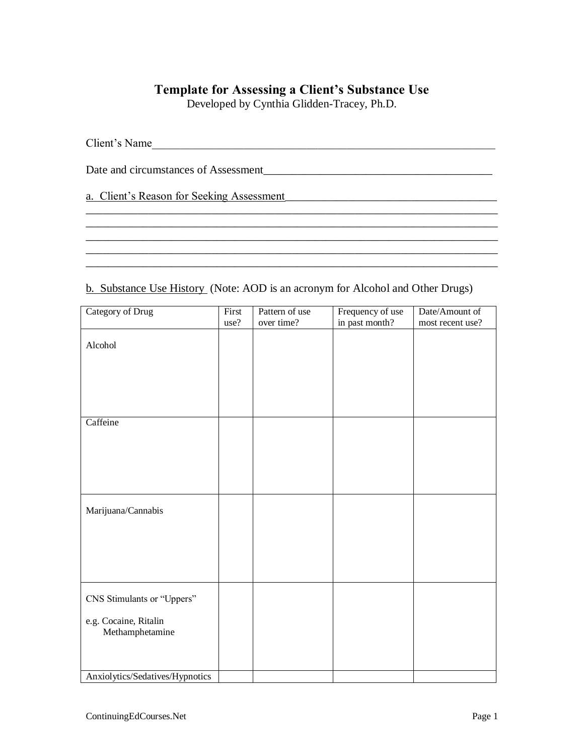# Template for Assessing a Client's Substance Use

Developed by Cynthia Glidden-Tracey, Ph.D.

Client's Name_______________________________________________________________

Date and circumstances of Assessment_________________________________________

a. Client's Reason for Seeking Assessment______________________________________
___________________________________________________________________________
___________________________________________________________________________
___________________________________________________________________________
___________________________________________________________________________
___________________________________________________________________________

b. Substance Use History (Note: AOD is an acronym for Alcohol and Other Drugs)

| Category of Drug | First use? | Pattern of use over time? | Frequency of use in past month? | Date/Amount of most recent use? |
|---|---|---|---|---|
| Alcohol | | | | |
| Caffeine | | | | |
| Marijuana/Cannabis | | | | |
| CNS Stimulants or "Uppers"<br><br>e.g. Cocaine, Ritalin Methamphetamine | | | | |
| Anxiolytics/Sedatives/Hypnotics | | | | |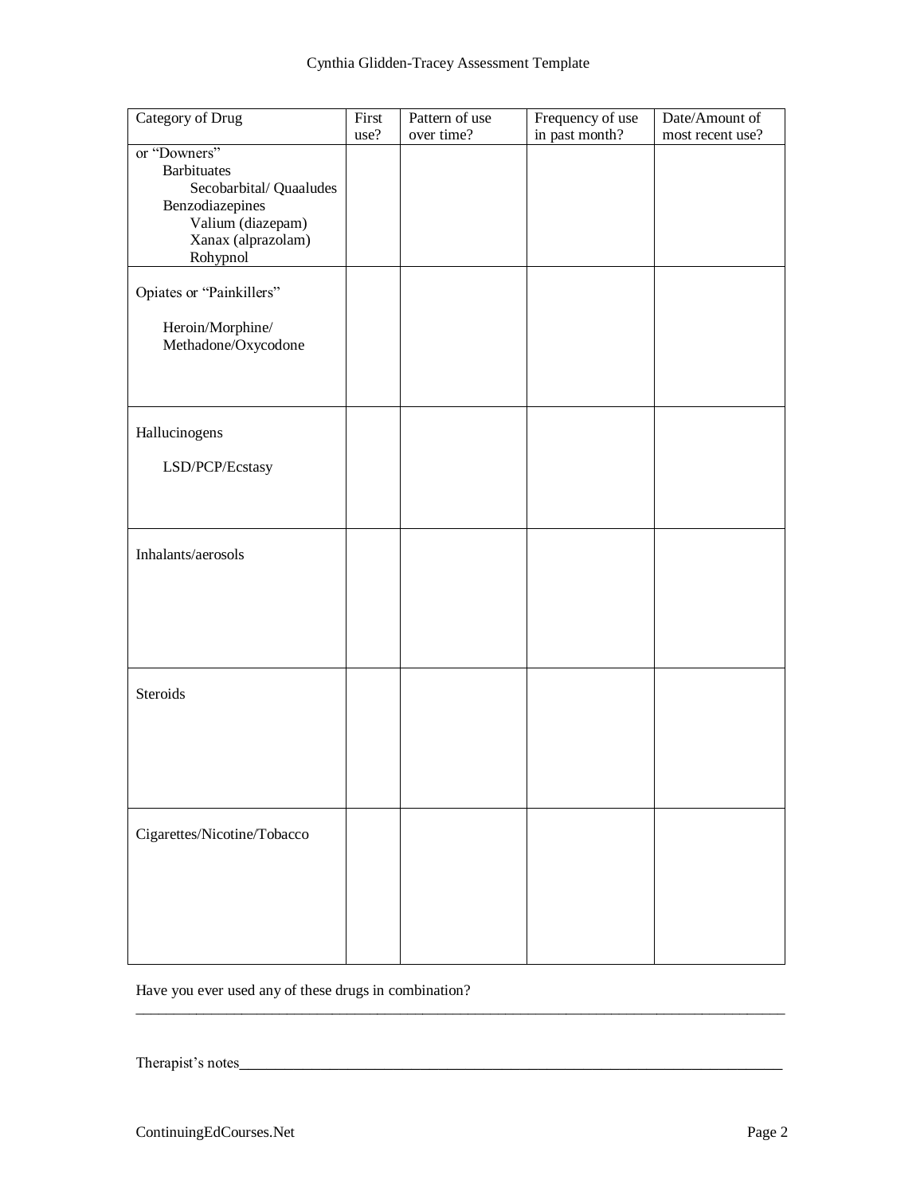| Category of Drug | First use? | Pattern of use over time? | Frequency of use in past month? | Date/Amount of most recent use? |
|---|---|---|---|---|
| or "Downers"<br>Barbituates<br>Secobarbital/ Quaaludes<br>Benzodiazepines<br>Valium (diazepam)<br>Xanax (alprazolam)<br>Rohypnol | | | | |
| Opiates or "Painkillers"<br>Heroin/Morphine/<br>Methadone/Oxycodone | | | | |
| Hallucinogens<br>LSD/PCP/Ecstasy | | | | |
| Inhalants/aerosols | | | | |
| Steroids | | | | |
| Cigarettes/Nicotine/Tobacco | | | | |

Have you ever used any of these drugs in combination?
_______________________________________________________________________________

Therapist's notes_______________________________________________________________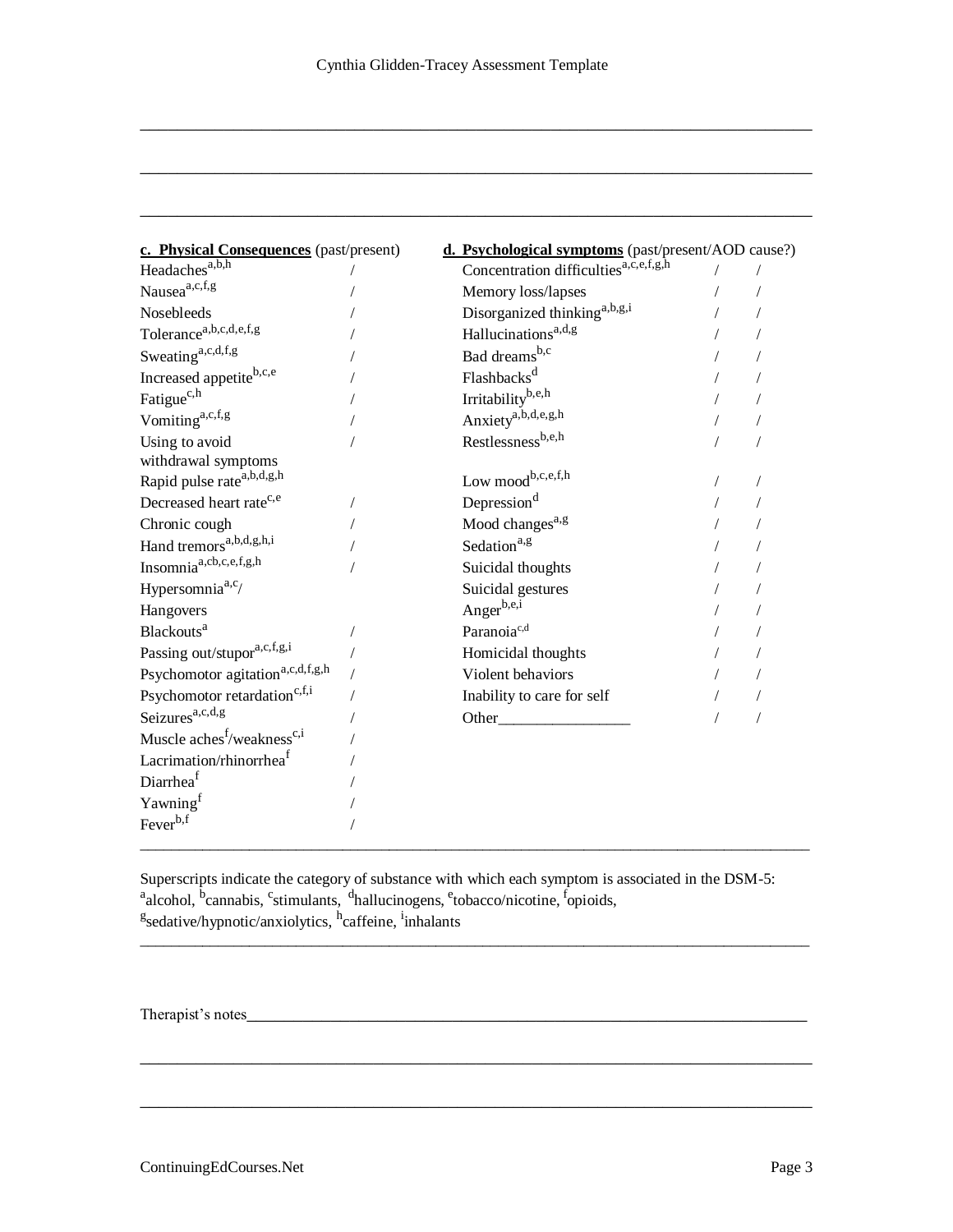______________________________________________________________________________

______________________________________________________________________________

______________________________________________________________________________

**c. Physical Consequences** (past/present)

| Symptom | past/present |
|---|---|
| Headaches[a,b,h] | / |
| Nausea[a,c,f,g] | / |
| Nosebleeds | / |
| Tolerance[a,b,c,d,e,f,g] | / |
| Sweating[a,c,d,f,g] | / |
| Increased appetite[b,c,e] | / |
| Fatigue[c,h] | / |
| Vomiting[a,c,f,g] | / |
| Using to avoid withdrawal symptoms | / |
| Rapid pulse rate[a,b,d,g,h] | |
| Decreased heart rate[c,e] | / |
| Chronic cough | / |
| Hand tremors[a,b,d,g,h,i] | / |
| Insomnia[a,cb,c,e,f,g,h] | / |
| Hypersomnia[a,c]/ | |
| Hangovers | |
| Blackouts[a] | / |
| Passing out/stupor[a,c,f,g,i] | / |
| Psychomotor agitation[a,c,d,f,g,h] | / |
| Psychomotor retardation[c,f,i] | / |
| Seizures[a,c,d,g] | / |
| Muscle aches[f]/weakness[c,i] | / |
| Lacrimation/rhinorrhea[f] | / |
| Diarrhea[f] | / |
| Yawning[f] | / |
| Fever[b,f] | / |

**d. Psychological symptoms** (past/present/AOD cause?)

| Symptom | past | present | AOD cause? |
|---|---|---|---|
| Concentration difficulties[a,c,e,f,g,h] | / | / | |
| Memory loss/lapses | / | / | |
| Disorganized thinking[a,b,g,i] | / | / | |
| Hallucinations[a,d,g] | / | / | |
| Bad dreams[b,c] | / | / | |
| Flashbacks[d] | / | / | |
| Irritability[b,e,h] | / | / | |
| Anxiety[a,b,d,e,g,h] | / | / | |
| Restlessness[b,e,h] | / | / | |
| Low mood[b,c,e,f,h] | / | / | |
| Depression[d] | / | / | |
| Mood changes[a,g] | / | / | |
| Sedation[a,g] | / | / | |
| Suicidal thoughts | / | / | |
| Suicidal gestures | / | / | |
| Anger[b,e,i] | / | / | |
| Paranoia[c,d] | / | / | |
| Homicidal thoughts | / | / | |
| Violent behaviors | / | / | |
| Inability to care for self | / | / | |
| Other________________ | / | / | |

______________________________________________________________________________

Superscripts indicate the category of substance with which each symptom is associated in the DSM-5: [a]alcohol, [b]cannabis, [c]stimulants, [d]hallucinogens, [e]tobacco/nicotine, [f]opioids, [g]sedative/hypnotic/anxiolytics, [h]caffeine, [i]inhalants

______________________________________________________________________________

Therapist's notes_____________________________________________________________

______________________________________________________________________________

______________________________________________________________________________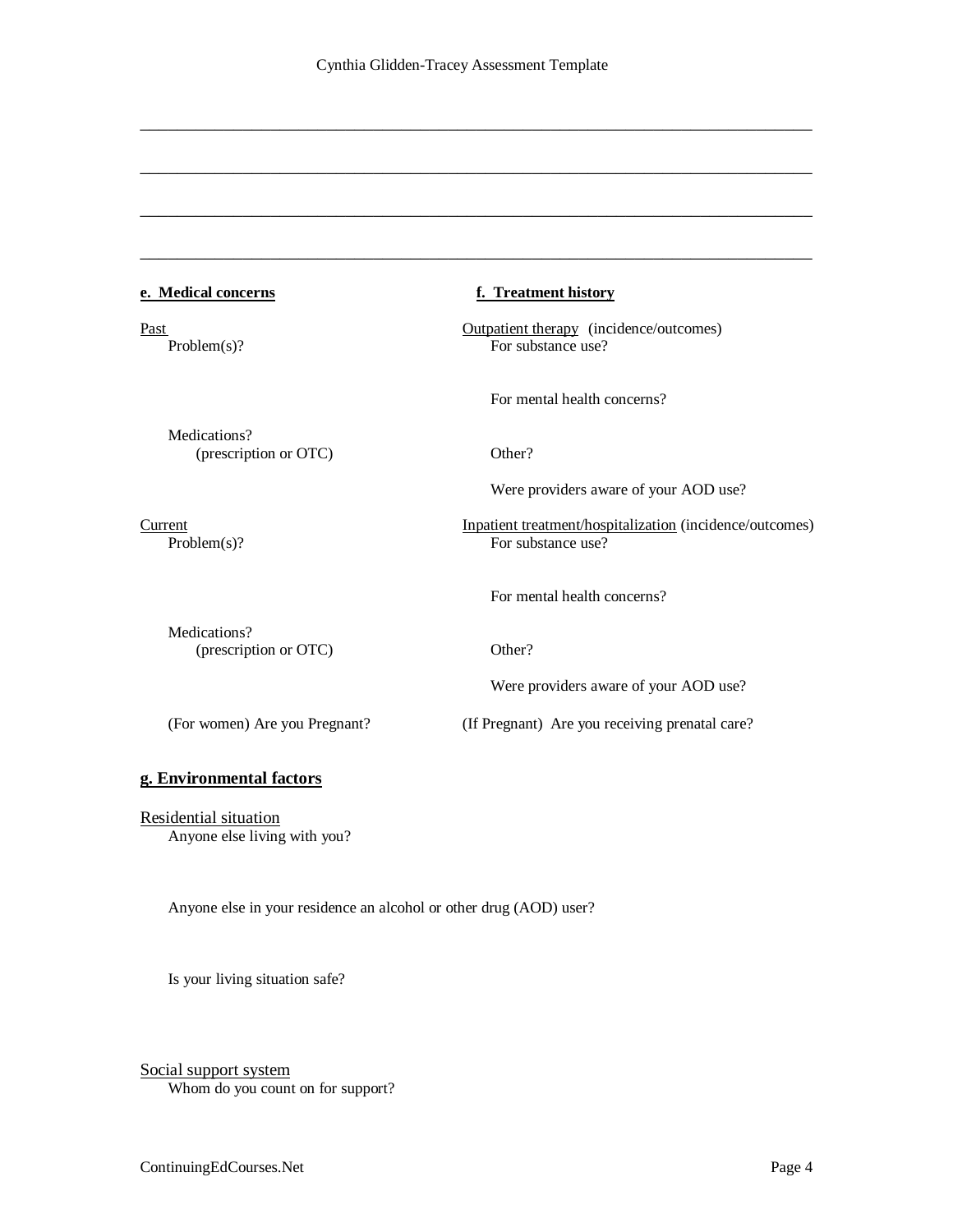\_\_\_\_\_\_\_\_\_\_\_\_\_\_\_\_\_\_\_\_\_\_\_\_\_\_\_\_\_\_\_\_\_\_\_\_\_\_\_\_\_\_\_\_\_\_\_\_\_\_\_\_\_\_\_\_\_\_\_\_\_\_\_\_\_\_\_\_\_\_\_\_\_\_\_\_

\_\_\_\_\_\_\_\_\_\_\_\_\_\_\_\_\_\_\_\_\_\_\_\_\_\_\_\_\_\_\_\_\_\_\_\_\_\_\_\_\_\_\_\_\_\_\_\_\_\_\_\_\_\_\_\_\_\_\_\_\_\_\_\_\_\_\_\_\_\_\_\_\_\_\_\_

\_\_\_\_\_\_\_\_\_\_\_\_\_\_\_\_\_\_\_\_\_\_\_\_\_\_\_\_\_\_\_\_\_\_\_\_\_\_\_\_\_\_\_\_\_\_\_\_\_\_\_\_\_\_\_\_\_\_\_\_\_\_\_\_\_\_\_\_\_\_\_\_\_\_\_\_

\_\_\_\_\_\_\_\_\_\_\_\_\_\_\_\_\_\_\_\_\_\_\_\_\_\_\_\_\_\_\_\_\_\_\_\_\_\_\_\_\_\_\_\_\_\_\_\_\_\_\_\_\_\_\_\_\_\_\_\_\_\_\_\_\_\_\_\_\_\_\_\_\_\_\_\_

**e. Medical concerns**

Past

Problem(s)?

Medications?
(prescription or OTC)

Current

Problem(s)?

Medications?
(prescription or OTC)

(For women) Are you Pregnant?

**f. Treatment history**

Outpatient therapy (incidence/outcomes)

For substance use?

For mental health concerns?

Other?

Were providers aware of your AOD use?

Inpatient treatment/hospitalization (incidence/outcomes)

For substance use?

For mental health concerns?

Other?

Were providers aware of your AOD use?

(If Pregnant) Are you receiving prenatal care?

**g. Environmental factors**

Residential situation

Anyone else living with you?

Anyone else in your residence an alcohol or other drug (AOD) user?

Is your living situation safe?

Social support system

Whom do you count on for support?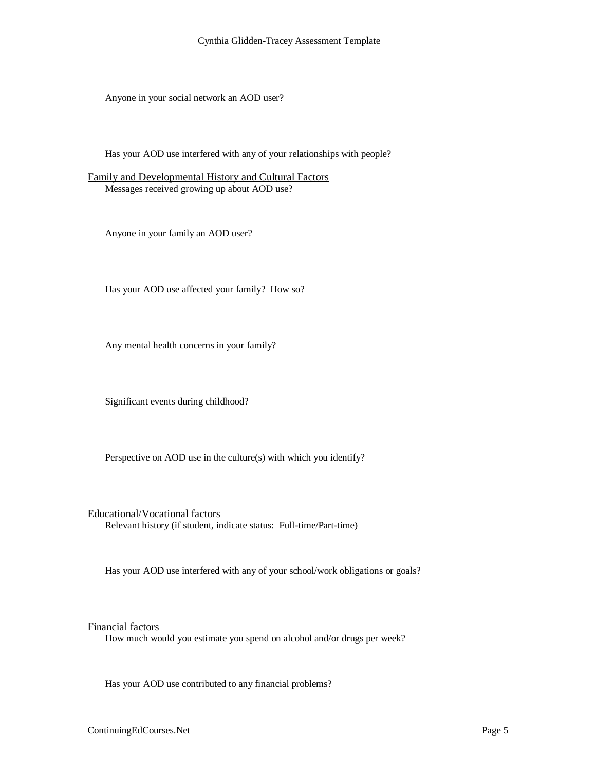Anyone in your social network an AOD user?

Has your AOD use interfered with any of your relationships with people?

Family and Developmental History and Cultural Factors

Messages received growing up about AOD use?

Anyone in your family an AOD user?

Has your AOD use affected your family? How so?

Any mental health concerns in your family?

Significant events during childhood?

Perspective on AOD use in the culture(s) with which you identify?

Educational/Vocational factors

Relevant history (if student, indicate status: Full-time/Part-time)

Has your AOD use interfered with any of your school/work obligations or goals?

Financial factors

How much would you estimate you spend on alcohol and/or drugs per week?

Has your AOD use contributed to any financial problems?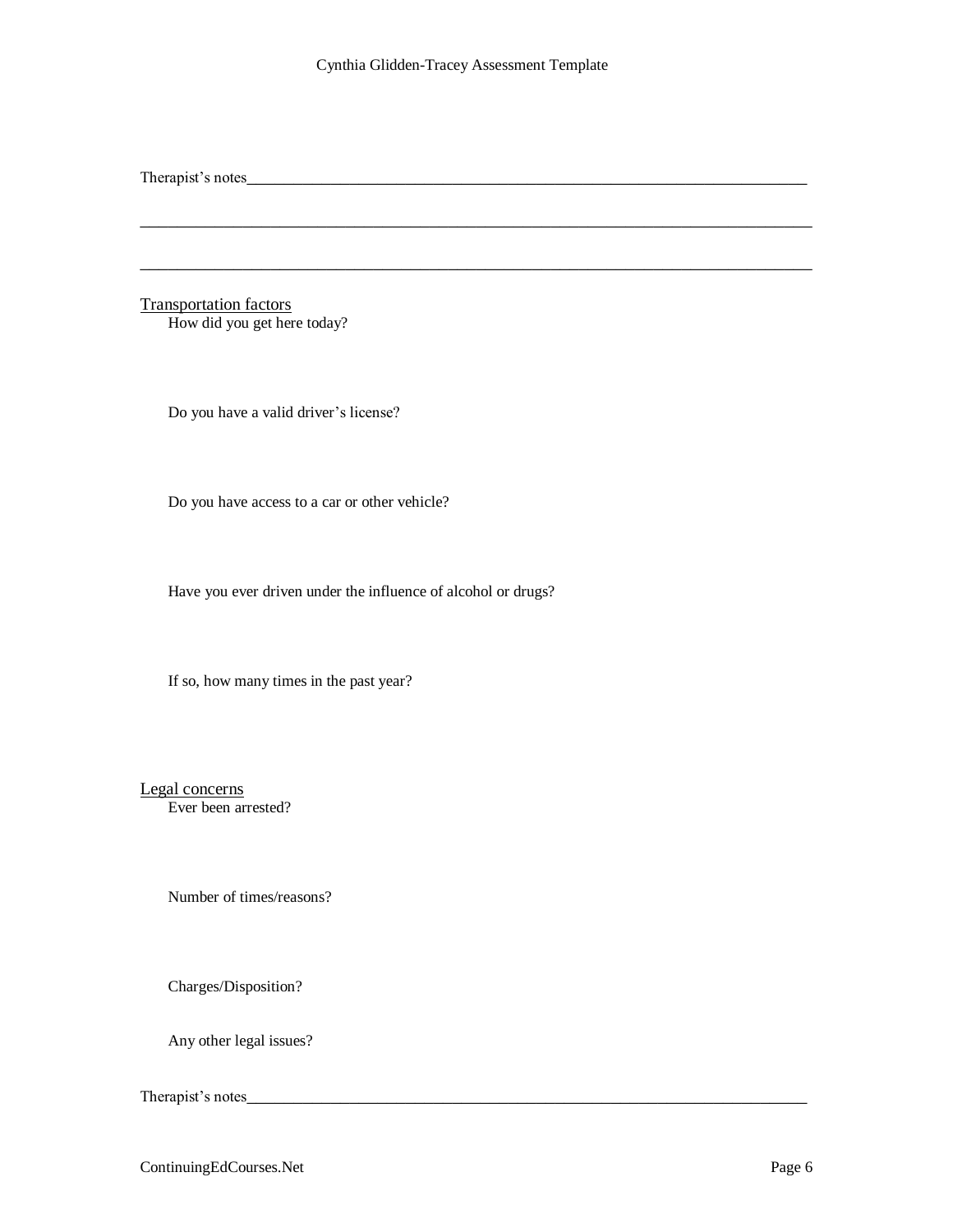Therapist's notes_______________________________________________________________________________

_______________________________________________________________________________________

_______________________________________________________________________________________

Transportation factors

How did you get here today?

Do you have a valid driver's license?

Do you have access to a car or other vehicle?

Have you ever driven under the influence of alcohol or drugs?

If so, how many times in the past year?

Legal concerns

Ever been arrested?

Number of times/reasons?

Charges/Disposition?

Any other legal issues?

Therapist's notes_______________________________________________________________________________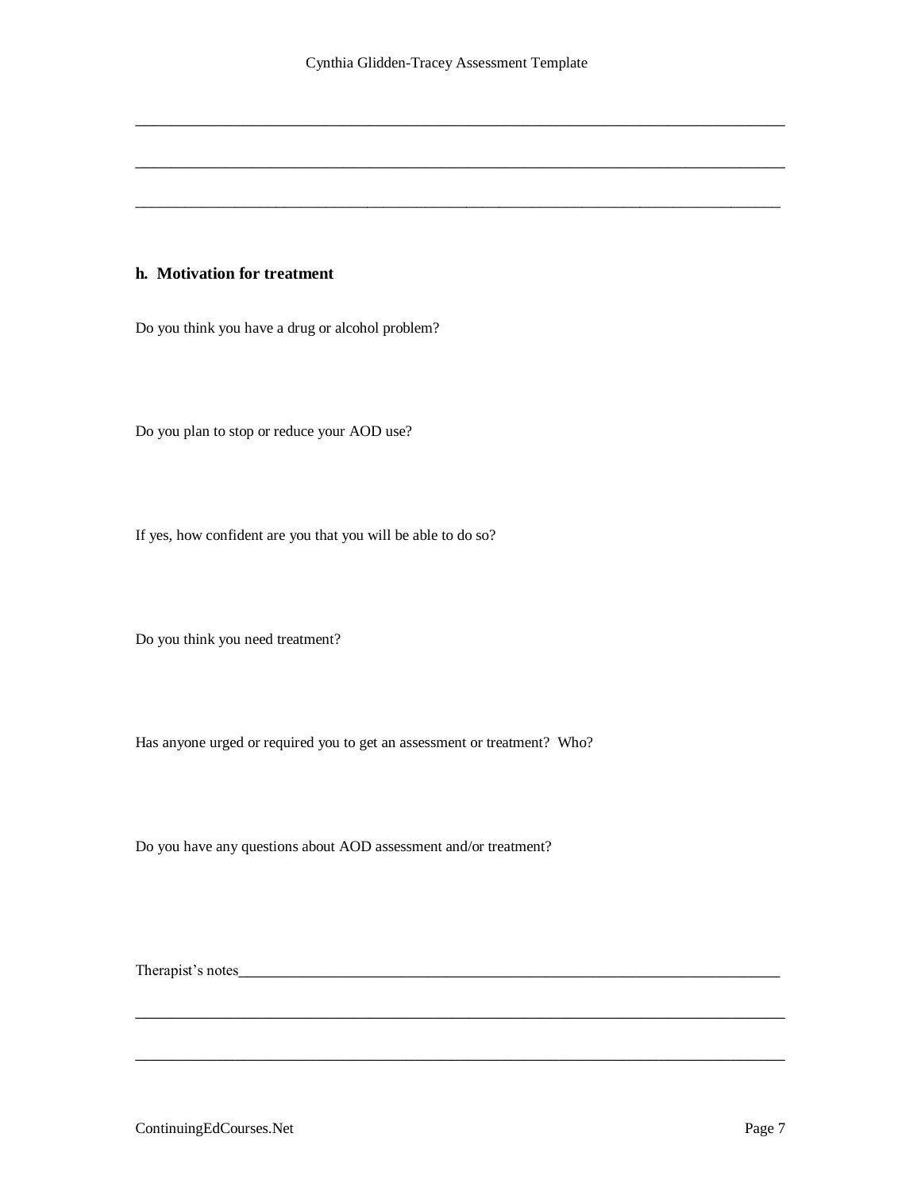_______________________________________________________________________________

_______________________________________________________________________________

_______________________________________________________________________________

**h. Motivation for treatment**

Do you think you have a drug or alcohol problem?

Do you plan to stop or reduce your AOD use?

If yes, how confident are you that you will be able to do so?

Do you think you need treatment?

Has anyone urged or required you to get an assessment or treatment? Who?

Do you have any questions about AOD assessment and/or treatment?

Therapist's notes_________________________________________________________________

_______________________________________________________________________________

_______________________________________________________________________________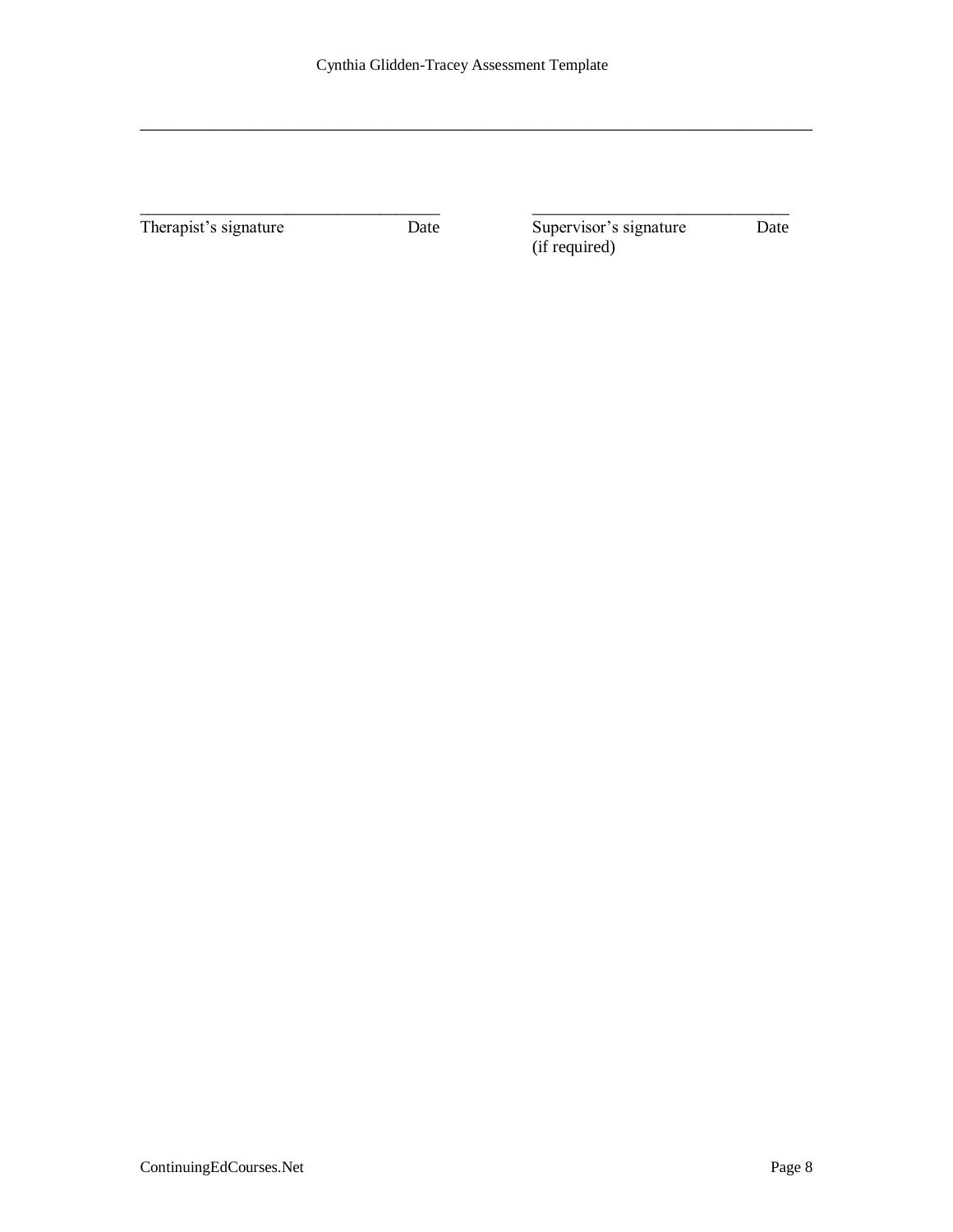_______________________________________________________________________________

___________________________________ ___________________________________

| | | | |
|---|---|---|---|
| Therapist's signature | Date | Supervisor's signature (if required) | Date |